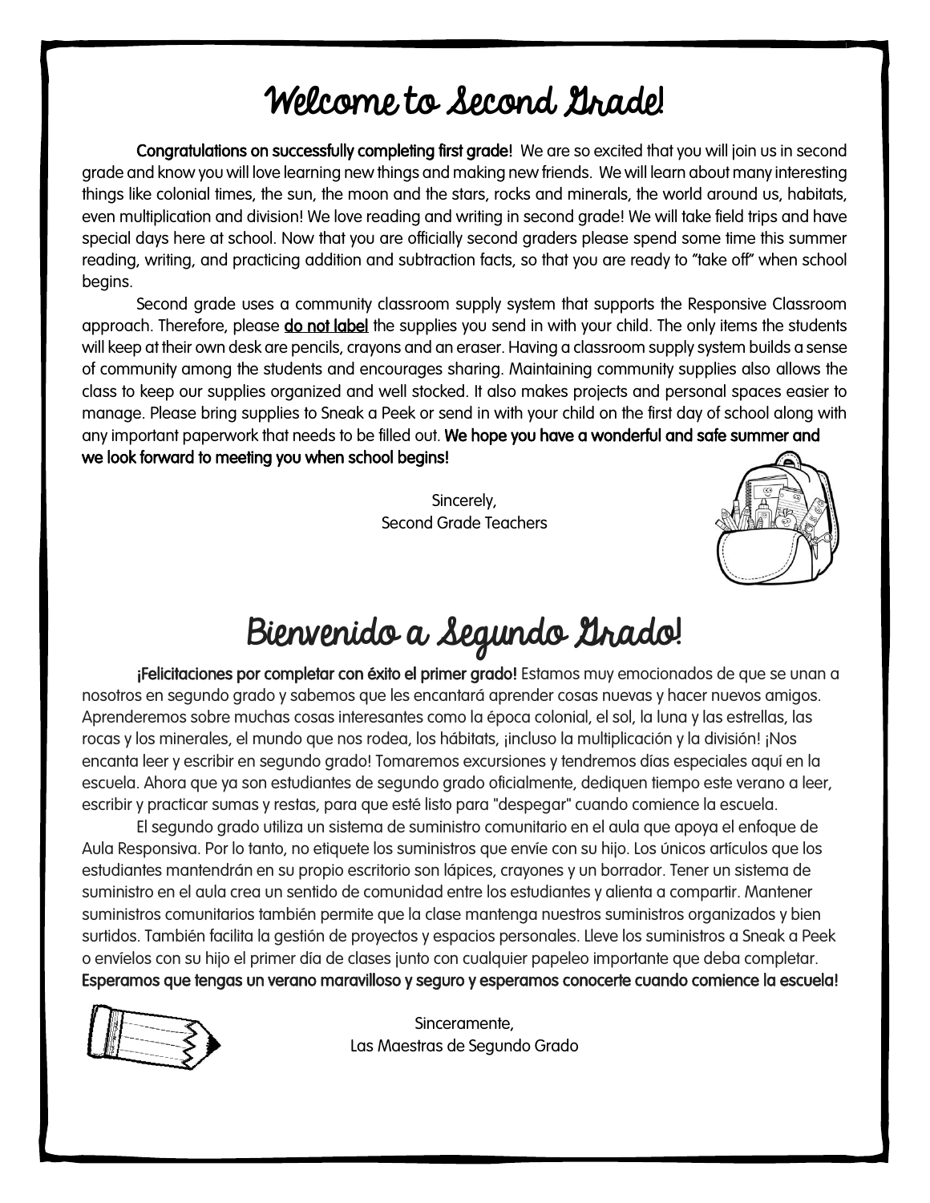# Welcome to Second Grade!

**Congratulations on successfully completing first grade!** We are so excited that you will join us in second grade and know you will love learning new things and making new friends. We will learn about many interesting things like colonial times, the sun, the moon and the stars, rocks and minerals, the world around us, habitats, even multiplication and division! We love reading and writing in second grade! We will take field trips and have special days here at school. Now that you are officially second graders please spend some time this summer reading, writing, and practicing addition and subtraction facts, so that you are ready to "take off" when school begins.

Second grade uses a community classroom supply system that supports the Responsive Classroom approach. Therefore, please **<u>do not label</u>** the supplies you send in with your child. The only items the students will keep at their own desk are pencils, crayons and an eraser. Having a classroom supply system builds a sense of community among the students and encourages sharing. Maintaining community supplies also allows the class to keep our supplies organized and well stocked. It also makes projects and personal spaces easier to manage. Please bring supplies to Sneak a Peek or send in with your child on the first day of school along with any important paperwork that needs to be filled out. **We hope you have a wonderful and safe summer and we look forward to meeting you when school begins!**

Sincerely,
Second Grade Teachers

# Bienvenido a Segundo Grado!

**¡Felicitaciones por completar con éxito el primer grado!** Estamos muy emocionados de que se unan a nosotros en segundo grado y sabemos que les encantará aprender cosas nuevas y hacer nuevos amigos. Aprenderemos sobre muchas cosas interesantes como la época colonial, el sol, la luna y las estrellas, las rocas y los minerales, el mundo que nos rodea, los hábitats, ¡incluso la multiplicación y la división! ¡Nos encanta leer y escribir en segundo grado! Tomaremos excursiones y tendremos días especiales aquí en la escuela. Ahora que ya son estudiantes de segundo grado oficialmente, dediquen tiempo este verano a leer, escribir y practicar sumas y restas, para que esté listo para "despegar" cuando comience la escuela.

El segundo grado utiliza un sistema de suministro comunitario en el aula que apoya el enfoque de Aula Responsiva. Por lo tanto, no etiquete los suministros que envíe con su hijo. Los únicos artículos que los estudiantes mantendrán en su propio escritorio son lápices, crayones y un borrador. Tener un sistema de suministro en el aula crea un sentido de comunidad entre los estudiantes y alienta a compartir. Mantener suministros comunitarios también permite que la clase mantenga nuestros suministros organizados y bien surtidos. También facilita la gestión de proyectos y espacios personales. Lleve los suministros a Sneak a Peek o envíelos con su hijo el primer día de clases junto con cualquier papeleo importante que deba completar. **Esperamos que tengas un verano maravilloso y seguro y esperamos conocerte cuando comience la escuela!**

Sinceramente,
Las Maestras de Segundo Grado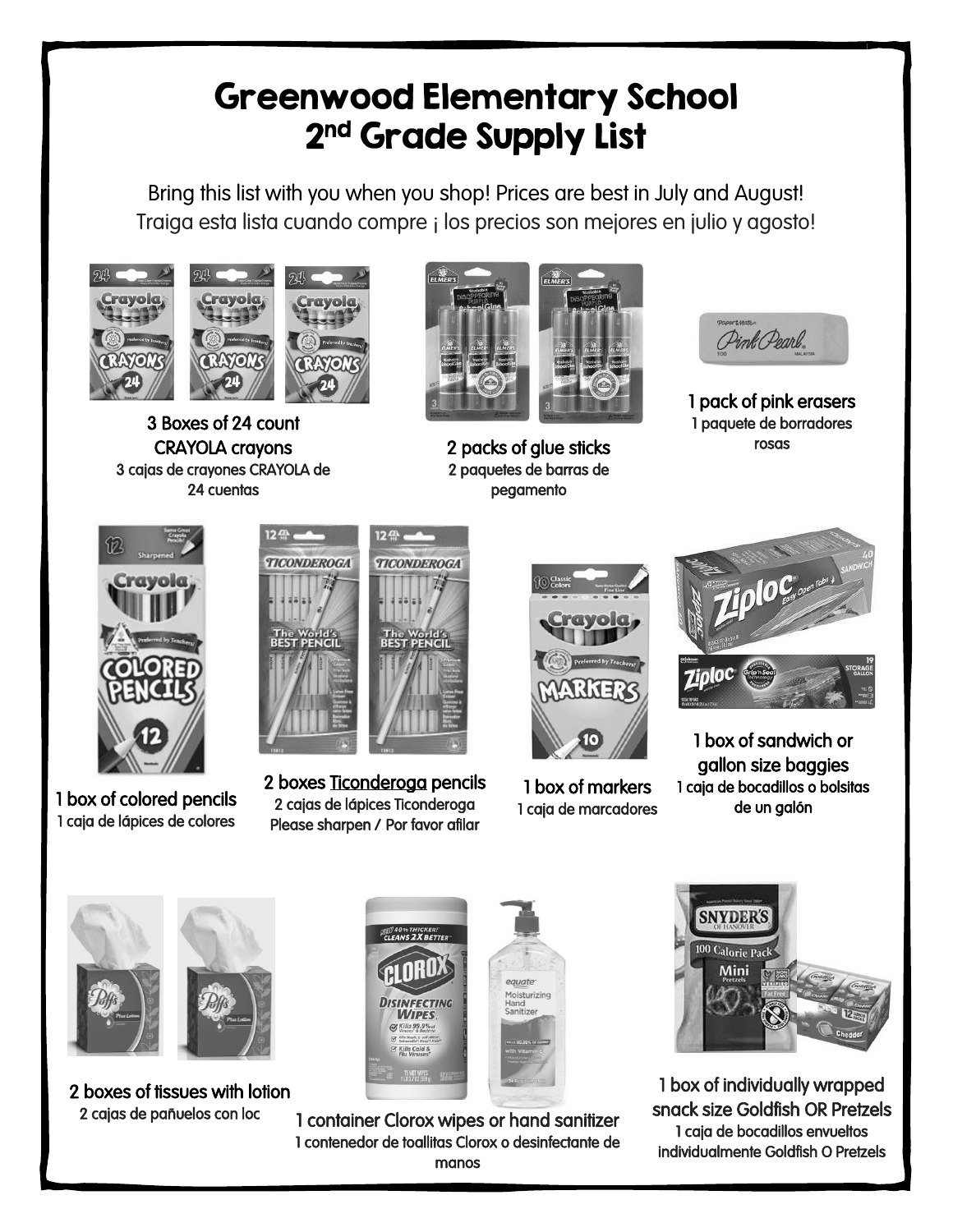# Greenwood Elementary School
# 2nd Grade Supply List

Bring this list with you when you shop! Prices are best in July and August!
Traiga esta lista cuando compre ¡ los precios son mejores en julio y agosto!

**3 Boxes of 24 count CRAYOLA crayons**
3 cajas de crayones CRAYOLA de 24 cuentas

**2 packs of glue sticks**
2 paquetes de barras de pegamento

**1 pack of pink erasers**
1 paquete de borradores rosas

**1 box of colored pencils**
1 caja de lápices de colores

**2 boxes Ticonderoga pencils**
2 cajas de lápices Ticonderoga
Please sharpen / Por favor afilar

**1 box of markers**
1 caja de marcadores

**1 box of sandwich or gallon size baggies**
1 caja de bocadillos o bolsitas de un galón

**2 boxes of tissues with lotion**
2 cajas de pañuelos con loc

**1 container Clorox wipes or hand sanitizer**
1 contenedor de toallitas Clorox o desinfectante de manos

**1 box of individually wrapped snack size Goldfish OR Pretzels**
1 caja de bocadillos envueltos individualmente Goldfish O Pretzels